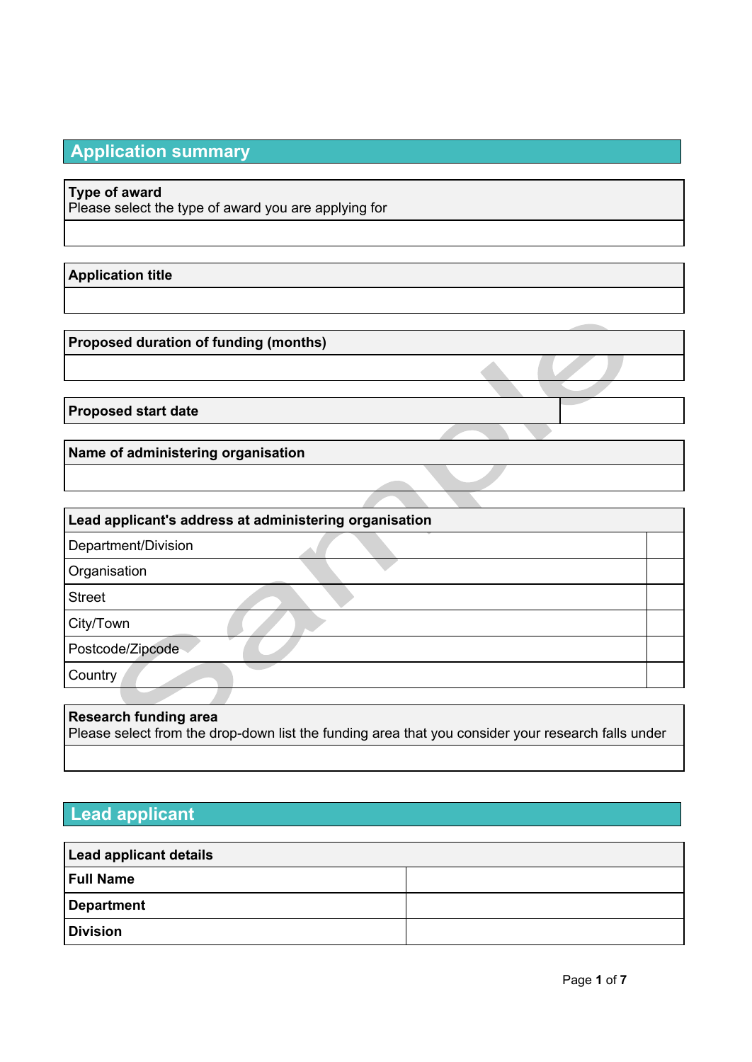## Application summary

| **Type of award**<br>Please select the type of award you are applying for |
| --- |
| |

| **Application title** |
| --- |
| |

| **Proposed duration of funding (months)** |
| --- |
| |

| **Proposed start date** | |
| --- | --- |

| **Name of administering organisation** |
| --- |
| |

| **Lead applicant's address at administering organisation** | |
| --- | --- |
| Department/Division | |
| Organisation | |
| Street | |
| City/Town | |
| Postcode/Zipcode | |
| Country | |

| **Research funding area**<br>Please select from the drop-down list the funding area that you consider your research falls under |
| --- |
| |

## Lead applicant

| **Lead applicant details** | |
| --- | --- |
| **Full Name** | |
| **Department** | |
| **Division** | |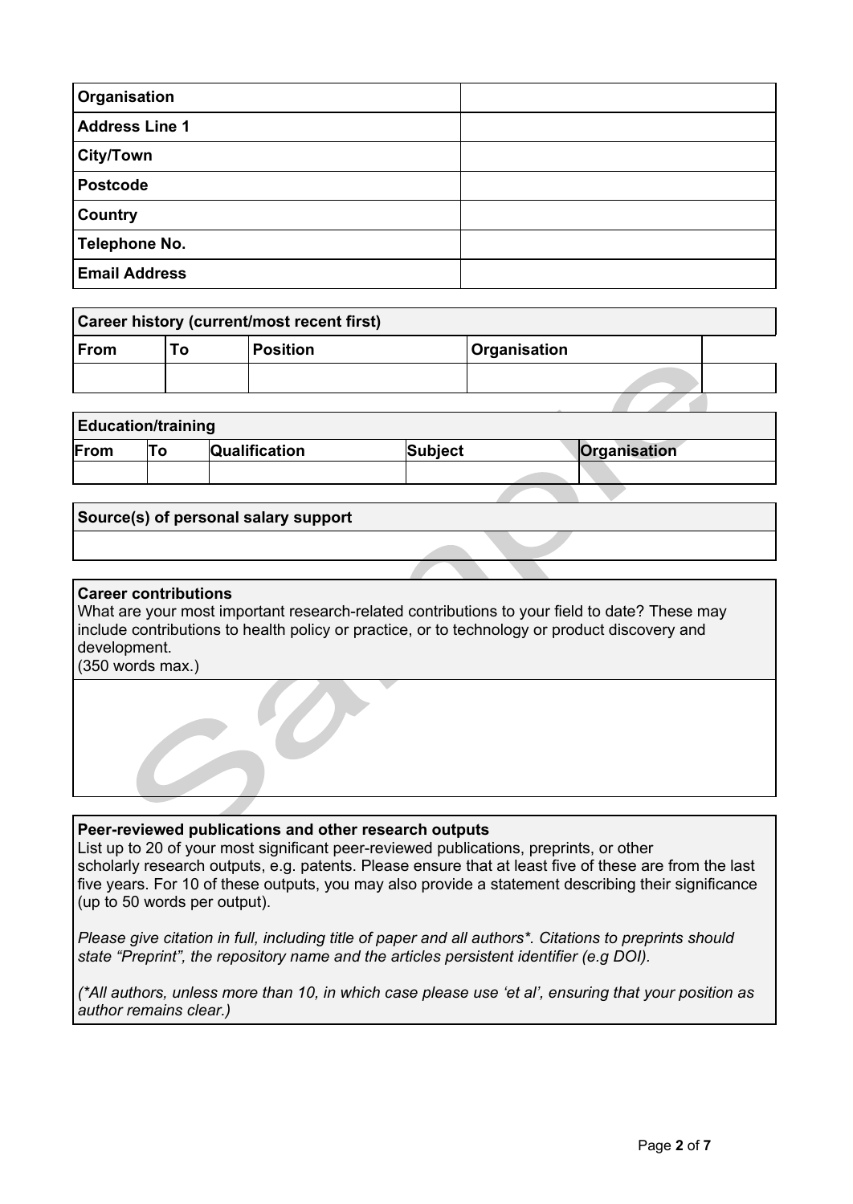| Organisation | |
|---|---|
| Address Line 1 | |
| City/Town | |
| Postcode | |
| Country | |
| Telephone No. | |
| Email Address | |

| Career history (current/most recent first) | | | | |
|---|---|---|---|---|
| From | To | Position | Organisation | |
| | | | | |

| Education/training | | | | |
|---|---|---|---|---|
| From | To | Qualification | Subject | Organisation |
| | | | | |

| Source(s) of personal salary support |
|---|
| |

**Career contributions**

What are your most important research-related contributions to your field to date? These may include contributions to health policy or practice, or to technology or product discovery and development.
(350 words max.)

**Peer-reviewed publications and other research outputs**

List up to 20 of your most significant peer-reviewed publications, preprints, or other scholarly research outputs, e.g. patents. Please ensure that at least five of these are from the last five years. For 10 of these outputs, you may also provide a statement describing their significance (up to 50 words per output).

*Please give citation in full, including title of paper and all authors*. Citations to preprints should state "Preprint", the repository name and the articles persistent identifier (e.g DOI).*

*(*All authors, unless more than 10, in which case please use 'et al', ensuring that your position as author remains clear.)*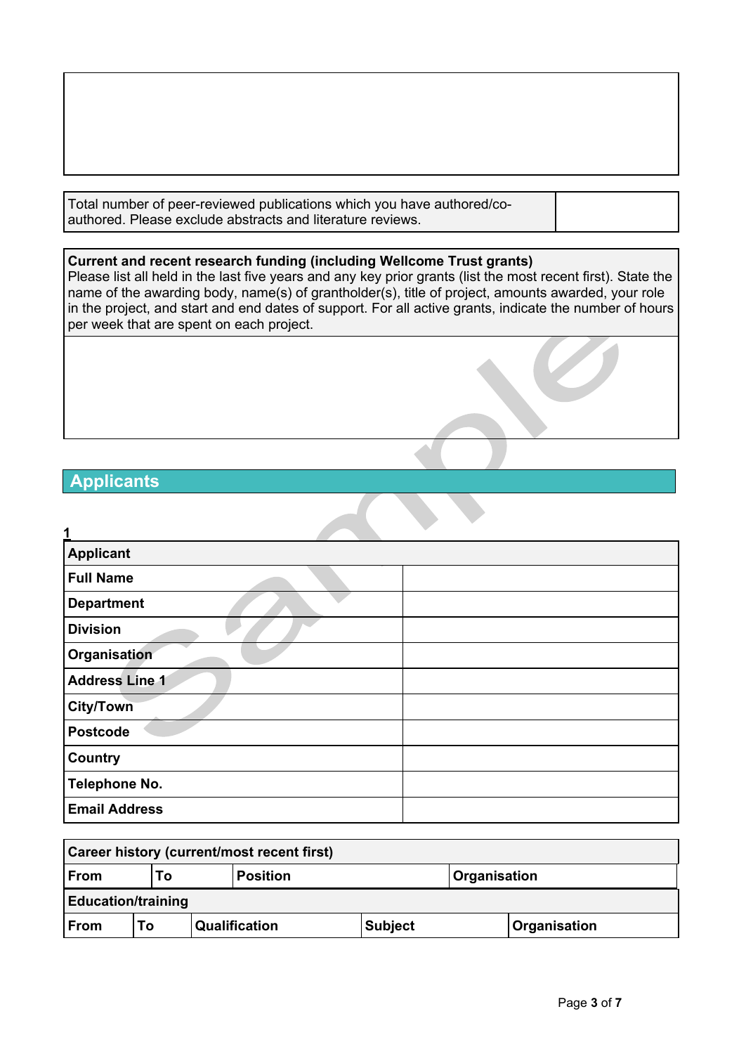| Total number of peer-reviewed publications which you have authored/co-authored. Please exclude abstracts and literature reviews. | |
|---|---|

**Current and recent research funding (including Wellcome Trust grants)**
Please list all held in the last five years and any key prior grants (list the most recent first). State the name of the awarding body, name(s) of grantholder(s), title of project, amounts awarded, your role in the project, and start and end dates of support. For all active grants, indicate the number of hours per week that are spent on each project.

## Applicants

**1**

| Applicant | |
|---|---|
| **Full Name** | |
| **Department** | |
| **Division** | |
| **Organisation** | |
| **Address Line 1** | |
| **City/Town** | |
| **Postcode** | |
| **Country** | |
| **Telephone No.** | |
| **Email Address** | |

| Career history (current/most recent first) | | | |
|---|---|---|---|
| **From** | **To** | **Position** | **Organisation** |

| Education/training | | | | |
|---|---|---|---|---|
| **From** | **To** | **Qualification** | **Subject** | **Organisation** |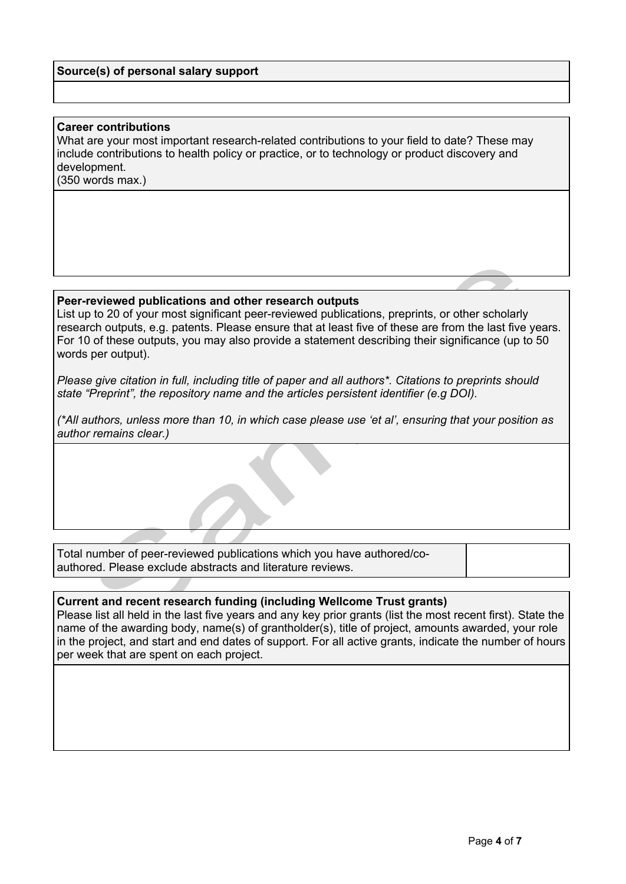**Source(s) of personal salary support**

**Career contributions**

What are your most important research-related contributions to your field to date? These may include contributions to health policy or practice, or to technology or product discovery and development.
(350 words max.)

**Peer-reviewed publications and other research outputs**

List up to 20 of your most significant peer-reviewed publications, preprints, or other scholarly research outputs, e.g. patents. Please ensure that at least five of these are from the last five years. For 10 of these outputs, you may also provide a statement describing their significance (up to 50 words per output).

*Please give citation in full, including title of paper and all authors*. Citations to preprints should state "Preprint", the repository name and the articles persistent identifier (e.g DOI).*

*(*All authors, unless more than 10, in which case please use 'et al', ensuring that your position as author remains clear.)*

| Total number of peer-reviewed publications which you have authored/co-authored. Please exclude abstracts and literature reviews. | |
|---|---|

**Current and recent research funding (including Wellcome Trust grants)**

Please list all held in the last five years and any key prior grants (list the most recent first). State the name of the awarding body, name(s) of grantholder(s), title of project, amounts awarded, your role in the project, and start and end dates of support. For all active grants, indicate the number of hours per week that are spent on each project.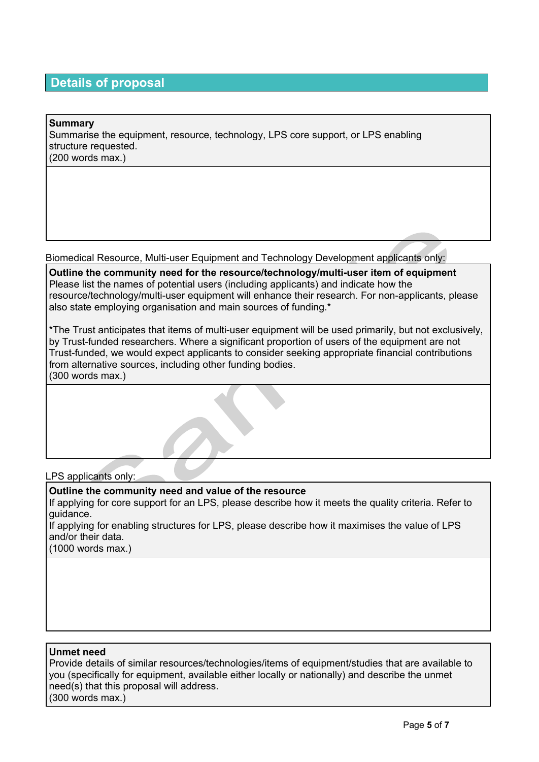## Details of proposal

**Summary**
Summarise the equipment, resource, technology, LPS core support, or LPS enabling structure requested.
(200 words max.)

Biomedical Resource, Multi-user Equipment and Technology Development applicants only:

**Outline the community need for the resource/technology/multi-user item of equipment**
Please list the names of potential users (including applicants) and indicate how the resource/technology/multi-user equipment will enhance their research. For non-applicants, please also state employing organisation and main sources of funding.*

*The Trust anticipates that items of multi-user equipment will be used primarily, but not exclusively, by Trust-funded researchers. Where a significant proportion of users of the equipment are not Trust-funded, we would expect applicants to consider seeking appropriate financial contributions from alternative sources, including other funding bodies.
(300 words max.)

LPS applicants only:

**Outline the community need and value of the resource**
If applying for core support for an LPS, please describe how it meets the quality criteria. Refer to guidance.
If applying for enabling structures for LPS, please describe how it maximises the value of LPS and/or their data.
(1000 words max.)

**Unmet need**
Provide details of similar resources/technologies/items of equipment/studies that are available to you (specifically for equipment, available either locally or nationally) and describe the unmet need(s) that this proposal will address.
(300 words max.)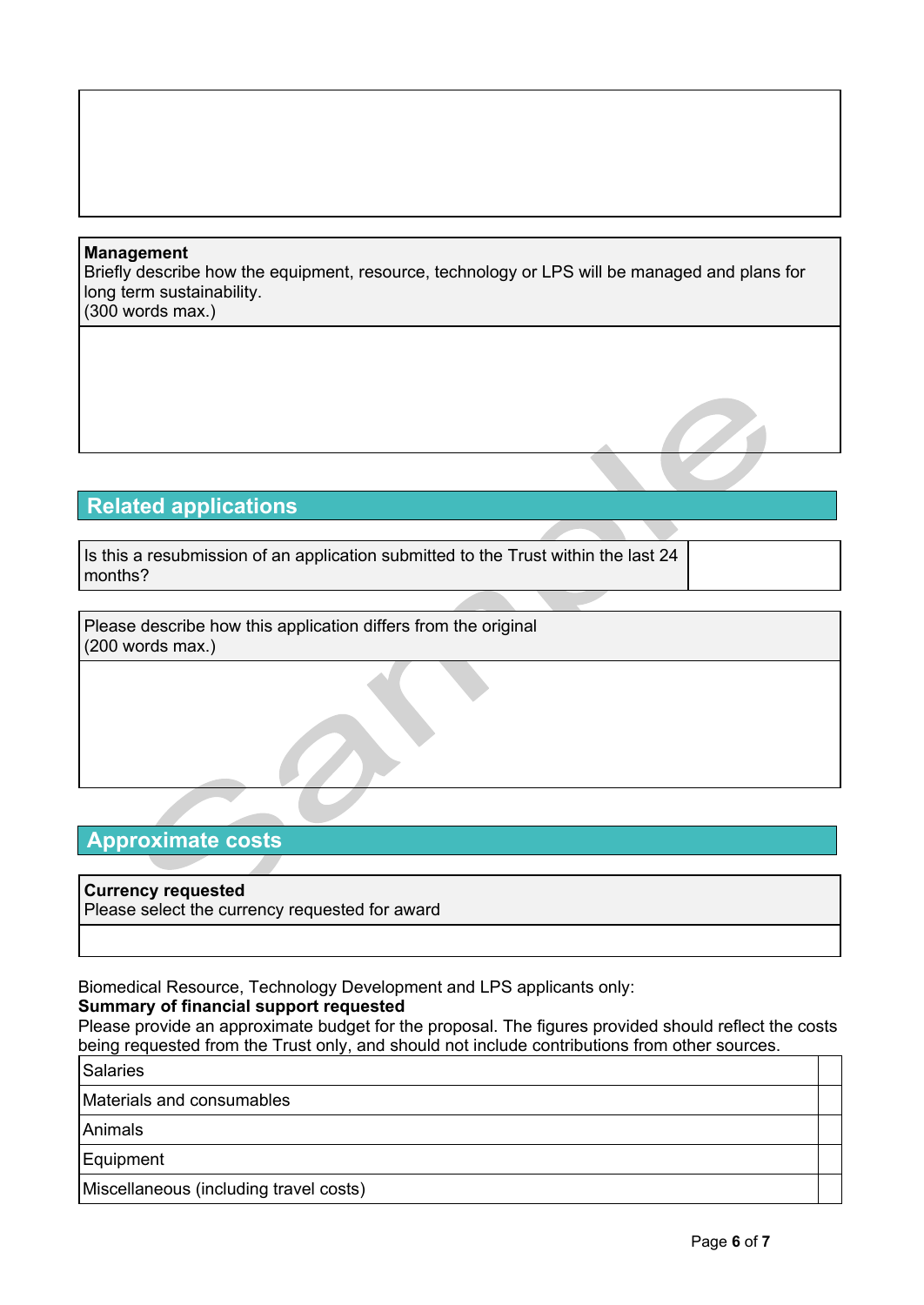**Management**
Briefly describe how the equipment, resource, technology or LPS will be managed and plans for long term sustainability.
(300 words max.)

## Related applications

| Is this a resubmission of an application submitted to the Trust within the last 24 months? | |
|---|---|

Please describe how this application differs from the original
(200 words max.)

## Approximate costs

**Currency requested**
Please select the currency requested for award

Biomedical Resource, Technology Development and LPS applicants only:
**Summary of financial support requested**
Please provide an approximate budget for the proposal. The figures provided should reflect the costs being requested from the Trust only, and should not include contributions from other sources.

| | |
|---|---|
| Salaries | |
| Materials and consumables | |
| Animals | |
| Equipment | |
| Miscellaneous (including travel costs) | |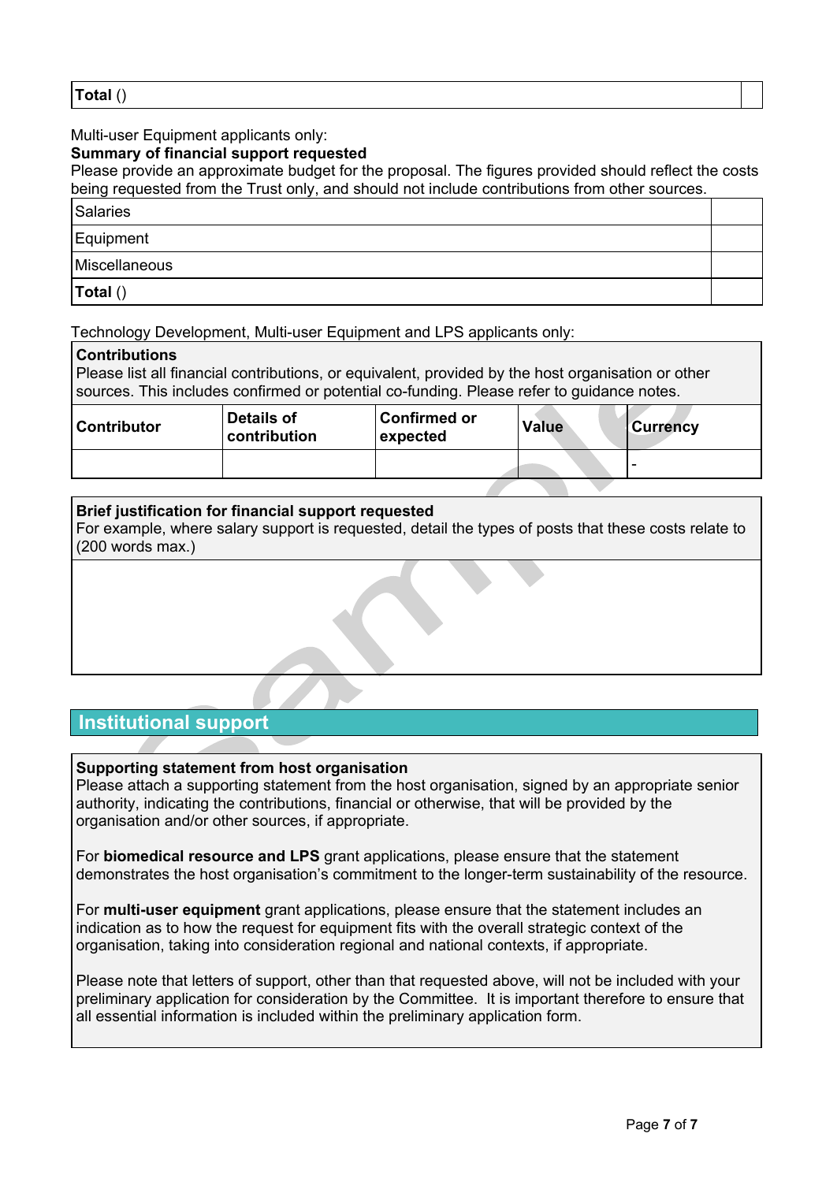| | |
|---|---|
| **Total** () | |

Multi-user Equipment applicants only:

**Summary of financial support requested**

Please provide an approximate budget for the proposal. The figures provided should reflect the costs being requested from the Trust only, and should not include contributions from other sources.

| | |
|---|---|
| Salaries | |
| Equipment | |
| Miscellaneous | |
| **Total** () | |

Technology Development, Multi-user Equipment and LPS applicants only:

**Contributions**

Please list all financial contributions, or equivalent, provided by the host organisation or other sources. This includes confirmed or potential co-funding. Please refer to guidance notes.

| Contributor | Details of contribution | Confirmed or expected | Value | Currency |
|---|---|---|---|---|
| | | | | - |

**Brief justification for financial support requested**

For example, where salary support is requested, detail the types of posts that these costs relate to (200 words max.)

## Institutional support

**Supporting statement from host organisation**

Please attach a supporting statement from the host organisation, signed by an appropriate senior authority, indicating the contributions, financial or otherwise, that will be provided by the organisation and/or other sources, if appropriate.

For **biomedical resource and LPS** grant applications, please ensure that the statement demonstrates the host organisation's commitment to the longer-term sustainability of the resource.

For **multi-user equipment** grant applications, please ensure that the statement includes an indication as to how the request for equipment fits with the overall strategic context of the organisation, taking into consideration regional and national contexts, if appropriate.

Please note that letters of support, other than that requested above, will not be included with your preliminary application for consideration by the Committee. It is important therefore to ensure that all essential information is included within the preliminary application form.